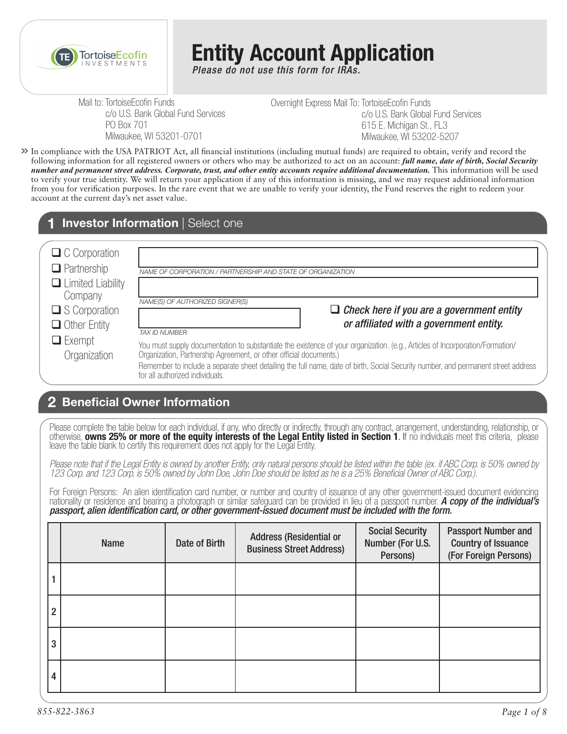TortoiseEcofin INVESTMENTS

# Entity Account Application

*Please do not use this form for IRAs.*

Mail to: TortoiseEcofin Funds
c/o U.S. Bank Global Fund Services
PO Box 701
Milwaukee, WI 53201-0701

Overnight Express Mail To: TortoiseEcofin Funds
c/o U.S. Bank Global Fund Services
615 E. Michigan St., FL3
Milwaukee, WI 53202-5207

» In compliance with the USA PATRIOT Act, all financial institutions (including mutual funds) are required to obtain, verify and record the following information for all registered owners or others who may be authorized to act on an account: ***full name, date of birth, Social Security number and permanent street address. Corporate, trust, and other entity accounts require additional documentation.*** This information will be used to verify your true identity. We will return your application if any of this information is missing, and we may request additional information from you for verification purposes. In the rare event that we are unable to verify your identity, the Fund reserves the right to redeem your account at the current day's net asset value.

## 1 Investor Information | Select one

- ☐ C Corporation
- ☐ Partnership
- ☐ Limited Liability Company
- ☐ S Corporation
- ☐ Other Entity
- ☐ Exempt Organization

NAME OF CORPORATION / PARTNERSHIP AND STATE OF ORGANIZATION

NAME(S) OF AUTHORIZED SIGNER(S)

TAX ID NUMBER

☐ ***Check here if you are a government entity or affiliated with a government entity.***

You must supply documentation to substantiate the existence of your organization. (e.g., Articles of Incorporation/Formation/Organization, Partnership Agreement, or other official documents.)

Remember to include a separate sheet detailing the full name, date of birth, Social Security number, and permanent street address for all authorized individuals.

## 2 Beneficial Owner Information

Please complete the table below for each individual, if any, who directly or indirectly, through any contract, arrangement, understanding, relationship, or otherwise, **owns 25% or more of the equity interests of the Legal Entity listed in Section 1**. If no individuals meet this criteria, please leave the table blank to certify this requirement does not apply for the Legal Entity.

*Please note that if the Legal Entity is owned by another Entity, only natural persons should be listed within the table (ex. if ABC Corp. is 50% owned by 123 Corp. and 123 Corp. is 50% owned by John Doe, John Doe should be listed as he is a 25% Beneficial Owner of ABC Corp.).*

For Foreign Persons: An alien identification card number, or number and country of issuance of any other government-issued document evidencing nationality or residence and bearing a photograph or similar safeguard can be provided in lieu of a passport number. ***A copy of the individual's passport, alien identification card, or other government-issued document must be included with the form.***

| | Name | Date of Birth | Address (Residential or Business Street Address) | Social Security Number (For U.S. Persons) | Passport Number and Country of Issuance (For Foreign Persons) |
|---|---|---|---|---|---|
| 1 | | | | | |
| 2 | | | | | |
| 3 | | | | | |
| 4 | | | | | |

855-822-3863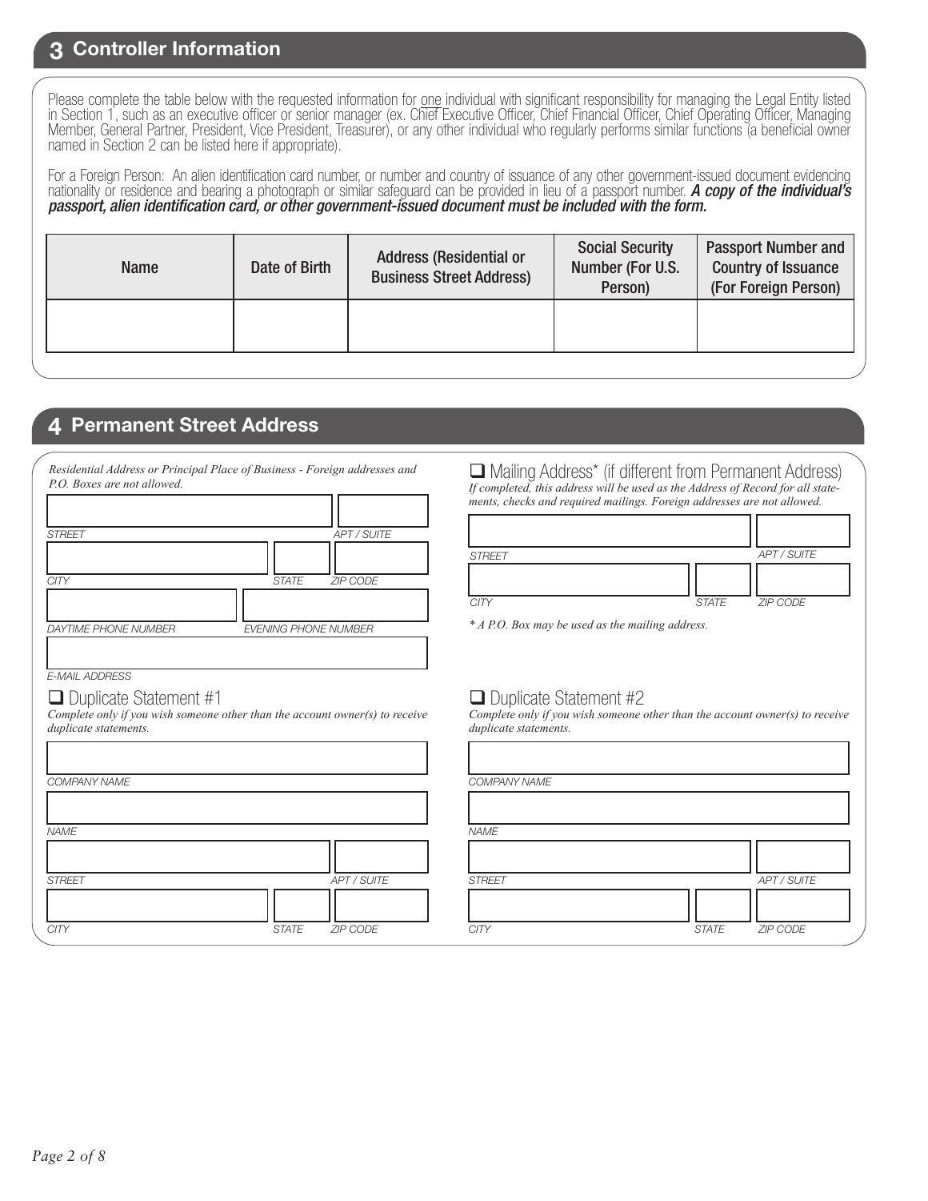## 3 Controller Information

Please complete the table below with the requested information for one individual with significant responsibility for managing the Legal Entity listed in Section 1, such as an executive officer or senior manager (ex. Chief Executive Officer, Chief Financial Officer, Chief Operating Officer, Managing Member, General Partner, President, Vice President, Treasurer), or any other individual who regularly performs similar functions (a beneficial owner named in Section 2 can be listed here if appropriate).

For a Foreign Person: An alien identification card number, or number and country of issuance of any other government-issued document evidencing nationality or residence and bearing a photograph or similar safeguard can be provided in lieu of a passport number. ***A copy of the individual's passport, alien identification card, or other government-issued document must be included with the form.***

| Name | Date of Birth | Address (Residential or Business Street Address) | Social Security Number (For U.S. Person) | Passport Number and Country of Issuance (For Foreign Person) |
|---|---|---|---|---|
| | | | | |

## 4 Permanent Street Address

*Residential Address or Principal Place of Business - Foreign addresses and P.O. Boxes are not allowed.*

STREET | APT / SUITE

CITY | STATE | ZIP CODE

DAYTIME PHONE NUMBER | EVENING PHONE NUMBER

E-MAIL ADDRESS

❑ Mailing Address* (if different from Permanent Address)
*If completed, this address will be used as the Address of Record for all statements, checks and required mailings. Foreign addresses are not allowed.*

STREET | APT / SUITE

CITY | STATE | ZIP CODE

** A P.O. Box may be used as the mailing address.*

❑ Duplicate Statement #1
*Complete only if you wish someone other than the account owner(s) to receive duplicate statements.*

COMPANY NAME

NAME

STREET | APT / SUITE

CITY | STATE | ZIP CODE

❑ Duplicate Statement #2
*Complete only if you wish someone other than the account owner(s) to receive duplicate statements.*

COMPANY NAME

NAME

STREET | APT / SUITE

CITY | STATE | ZIP CODE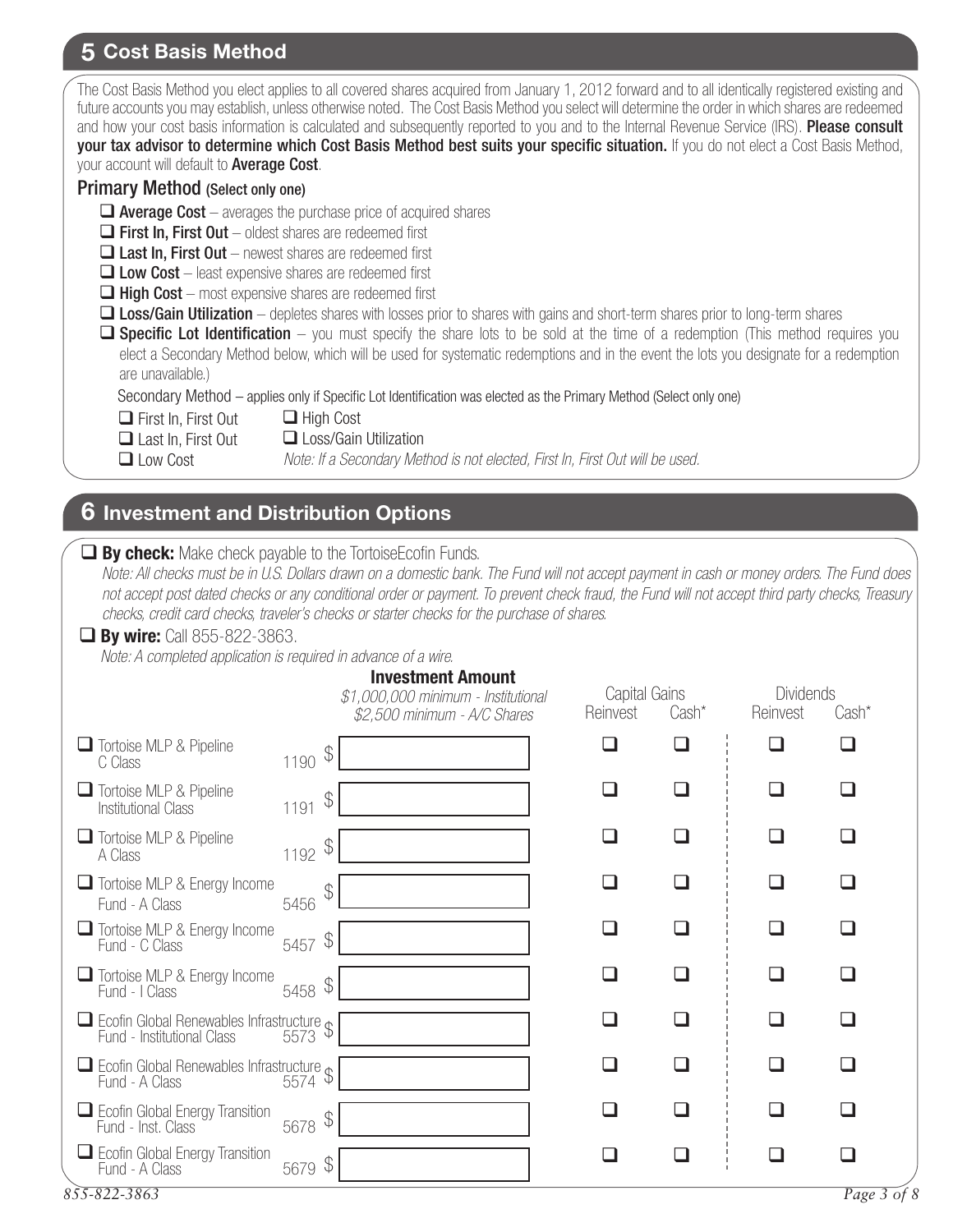## 5 Cost Basis Method

The Cost Basis Method you elect applies to all covered shares acquired from January 1, 2012 forward and to all identically registered existing and future accounts you may establish, unless otherwise noted. The Cost Basis Method you select will determine the order in which shares are redeemed and how your cost basis information is calculated and subsequently reported to you and to the Internal Revenue Service (IRS). **Please consult your tax advisor to determine which Cost Basis Method best suits your specific situation.** If you do not elect a Cost Basis Method, your account will default to **Average Cost**.

### Primary Method (Select only one)

- ☐ **Average Cost** – averages the purchase price of acquired shares
- ☐ **First In, First Out** – oldest shares are redeemed first
- ☐ **Last In, First Out** – newest shares are redeemed first
- ☐ **Low Cost** – least expensive shares are redeemed first
- ☐ **High Cost** – most expensive shares are redeemed first
- ☐ **Loss/Gain Utilization** – depletes shares with losses prior to shares with gains and short-term shares prior to long-term shares
- ☐ **Specific Lot Identification** – you must specify the share lots to be sold at the time of a redemption (This method requires you elect a Secondary Method below, which will be used for systematic redemptions and in the event the lots you designate for a redemption are unavailable.)

Secondary Method – applies only if Specific Lot Identification was elected as the Primary Method (Select only one)

- ☐ First In, First Out
- ☐ Last In, First Out
- ☐ Low Cost
- ☐ High Cost
- ☐ Loss/Gain Utilization

*Note: If a Secondary Method is not elected, First In, First Out will be used.*

## 6 Investment and Distribution Options

☐ **By check:** Make check payable to the TortoiseEcofin Funds.

*Note: All checks must be in U.S. Dollars drawn on a domestic bank. The Fund will not accept payment in cash or money orders. The Fund does not accept post dated checks or any conditional order or payment. To prevent check fraud, the Fund will not accept third party checks, Treasury checks, credit card checks, traveler's checks or starter checks for the purchase of shares.*

☐ **By wire:** Call 855-822-3863.

*Note: A completed application is required in advance of a wire.*

| Fund | | **Investment Amount** *$1,000,000 minimum - Institutional* *$2,500 minimum - A/C Shares* | Capital Gains | | Dividends | |
|---|---|---|---|---|---|---|
| | | | Reinvest | Cash* | Reinvest | Cash* |
| ☐ Tortoise MLP & Pipeline C Class | 1190 | $ | ☐ | ☐ | ☐ | ☐ |
| ☐ Tortoise MLP & Pipeline Institutional Class | 1191 | $ | ☐ | ☐ | ☐ | ☐ |
| ☐ Tortoise MLP & Pipeline A Class | 1192 | $ | ☐ | ☐ | ☐ | ☐ |
| ☐ Tortoise MLP & Energy Income Fund - A Class | 5456 | $ | ☐ | ☐ | ☐ | ☐ |
| ☐ Tortoise MLP & Energy Income Fund - C Class | 5457 | $ | ☐ | ☐ | ☐ | ☐ |
| ☐ Tortoise MLP & Energy Income Fund - I Class | 5458 | $ | ☐ | ☐ | ☐ | ☐ |
| ☐ Ecofin Global Renewables Infrastructure Fund - Institutional Class | 5573 | $ | ☐ | ☐ | ☐ | ☐ |
| ☐ Ecofin Global Renewables Infrastructure Fund - A Class | 5574 | $ | ☐ | ☐ | ☐ | ☐ |
| ☐ Ecofin Global Energy Transition Fund - Inst. Class | 5678 | $ | ☐ | ☐ | ☐ | ☐ |
| ☐ Ecofin Global Energy Transition Fund - A Class | 5679 | $ | ☐ | ☐ | ☐ | ☐ |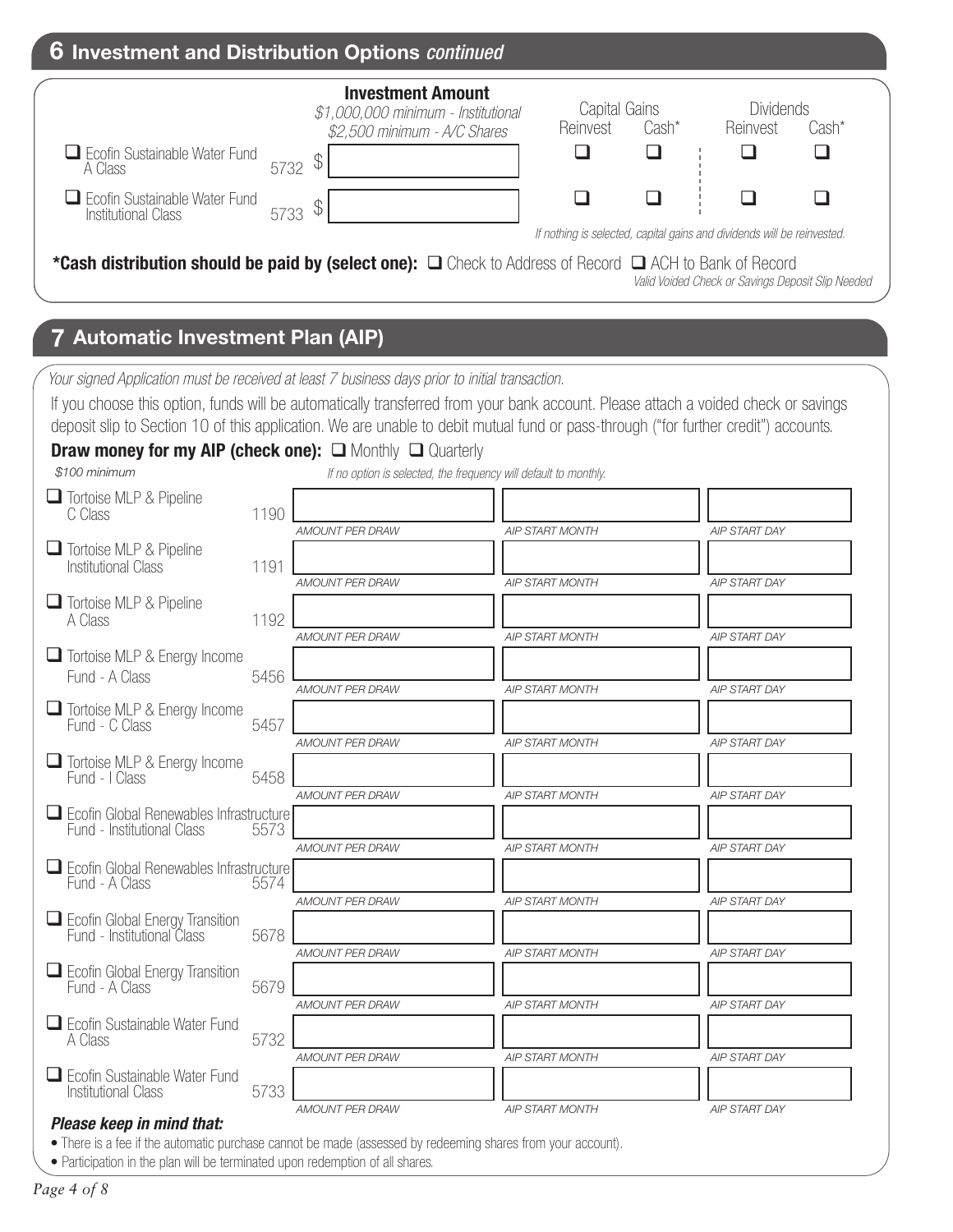## 6 Investment and Distribution Options *continued*

| Fund | Code | Investment Amount<br>*$1,000,000 minimum - Institutional*<br>*$2,500 minimum - A/C Shares* | Capital Gains | | Dividends | |
|---|---|---|---|---|---|---|
| | | | Reinvest | Cash* | Reinvest | Cash* |
| ❑ Ecofin Sustainable Water Fund A Class | 5732 | $ | ❑ | ❑ | ❑ | ❑ |
| ❑ Ecofin Sustainable Water Fund Institutional Class | 5733 | $ | ❑ | ❑ | ❑ | ❑ |

*If nothing is selected, capital gains and dividends will be reinvested.*

**\*Cash distribution should be paid by (select one):** ❑ Check to Address of Record ❑ ACH to Bank of Record

*Valid Voided Check or Savings Deposit Slip Needed*

## 7 Automatic Investment Plan (AIP)

*Your signed Application must be received at least 7 business days prior to initial transaction.*

If you choose this option, funds will be automatically transferred from your bank account. Please attach a voided check or savings deposit slip to Section 10 of this application. We are unable to debit mutual fund or pass-through ("for further credit") accounts.

**Draw money for my AIP (check one):** ❑ Monthly ❑ Quarterly

*$100 minimum* *If no option is selected, the frequency will default to monthly.*

| Fund | Code | AMOUNT PER DRAW | AIP START MONTH | AIP START DAY |
|---|---|---|---|---|
| ❑ Tortoise MLP & Pipeline C Class | 1190 | | | |
| ❑ Tortoise MLP & Pipeline Institutional Class | 1191 | | | |
| ❑ Tortoise MLP & Pipeline A Class | 1192 | | | |
| ❑ Tortoise MLP & Energy Income Fund - A Class | 5456 | | | |
| ❑ Tortoise MLP & Energy Income Fund - C Class | 5457 | | | |
| ❑ Tortoise MLP & Energy Income Fund - I Class | 5458 | | | |
| ❑ Ecofin Global Renewables Infrastructure Fund - Institutional Class | 5573 | | | |
| ❑ Ecofin Global Renewables Infrastructure Fund - A Class | 5574 | | | |
| ❑ Ecofin Global Energy Transition Fund - Institutional Class | 5678 | | | |
| ❑ Ecofin Global Energy Transition Fund - A Class | 5679 | | | |
| ❑ Ecofin Sustainable Water Fund A Class | 5732 | | | |
| ❑ Ecofin Sustainable Water Fund Institutional Class | 5733 | | | |

***Please keep in mind that:***

- There is a fee if the automatic purchase cannot be made (assessed by redeeming shares from your account).
- Participation in the plan will be terminated upon redemption of all shares.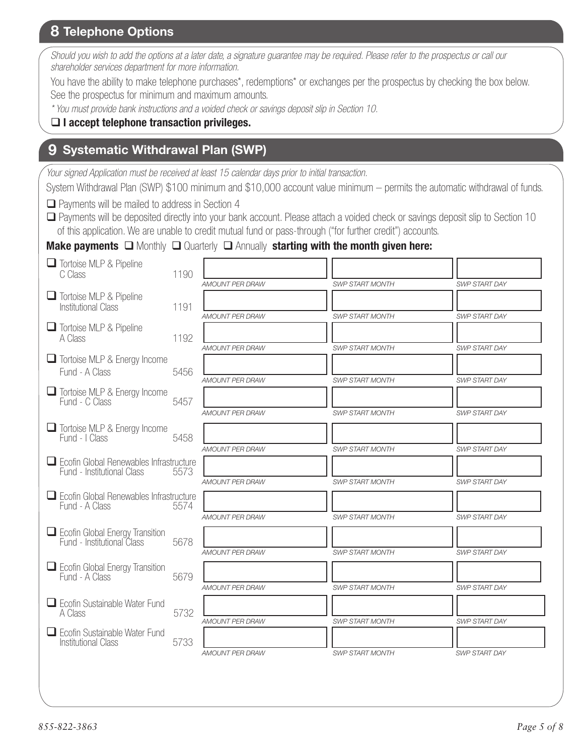## 8 Telephone Options

*Should you wish to add the options at a later date, a signature guarantee may be required. Please refer to the prospectus or call our shareholder services department for more information.*

You have the ability to make telephone purchases*, redemptions* or exchanges per the prospectus by checking the box below. See the prospectus for minimum and maximum amounts.

*\* You must provide bank instructions and a voided check or savings deposit slip in Section 10.*

❑ **I accept telephone transaction privileges.**

## 9 Systematic Withdrawal Plan (SWP)

*Your signed Application must be received at least 15 calendar days prior to initial transaction.*

System Withdrawal Plan (SWP) $100 minimum and $10,000 account value minimum – permits the automatic withdrawal of funds.

❑ Payments will be mailed to address in Section 4

❑ Payments will be deposited directly into your bank account. Please attach a voided check or savings deposit slip to Section 10 of this application. We are unable to credit mutual fund or pass-through ("for further credit") accounts.

**Make payments** ❑ Monthly ❑ Quarterly ❑ Annually **starting with the month given here:**

| Fund | Code | AMOUNT PER DRAW | SWP START MONTH | SWP START DAY |
|---|---|---|---|---|
| ❑ Tortoise MLP & Pipeline C Class | 1190 | | | |
| ❑ Tortoise MLP & Pipeline Institutional Class | 1191 | | | |
| ❑ Tortoise MLP & Pipeline A Class | 1192 | | | |
| ❑ Tortoise MLP & Energy Income Fund - A Class | 5456 | | | |
| ❑ Tortoise MLP & Energy Income Fund - C Class | 5457 | | | |
| ❑ Tortoise MLP & Energy Income Fund - I Class | 5458 | | | |
| ❑ Ecofin Global Renewables Infrastructure Fund - Institutional Class | 5573 | | | |
| ❑ Ecofin Global Renewables Infrastructure Fund - A Class | 5574 | | | |
| ❑ Ecofin Global Energy Transition Fund - Institutional Class | 5678 | | | |
| ❑ Ecofin Global Energy Transition Fund - A Class | 5679 | | | |
| ❑ Ecofin Sustainable Water Fund A Class | 5732 | | | |
| ❑ Ecofin Sustainable Water Fund Institutional Class | 5733 | | | |

855-822-3863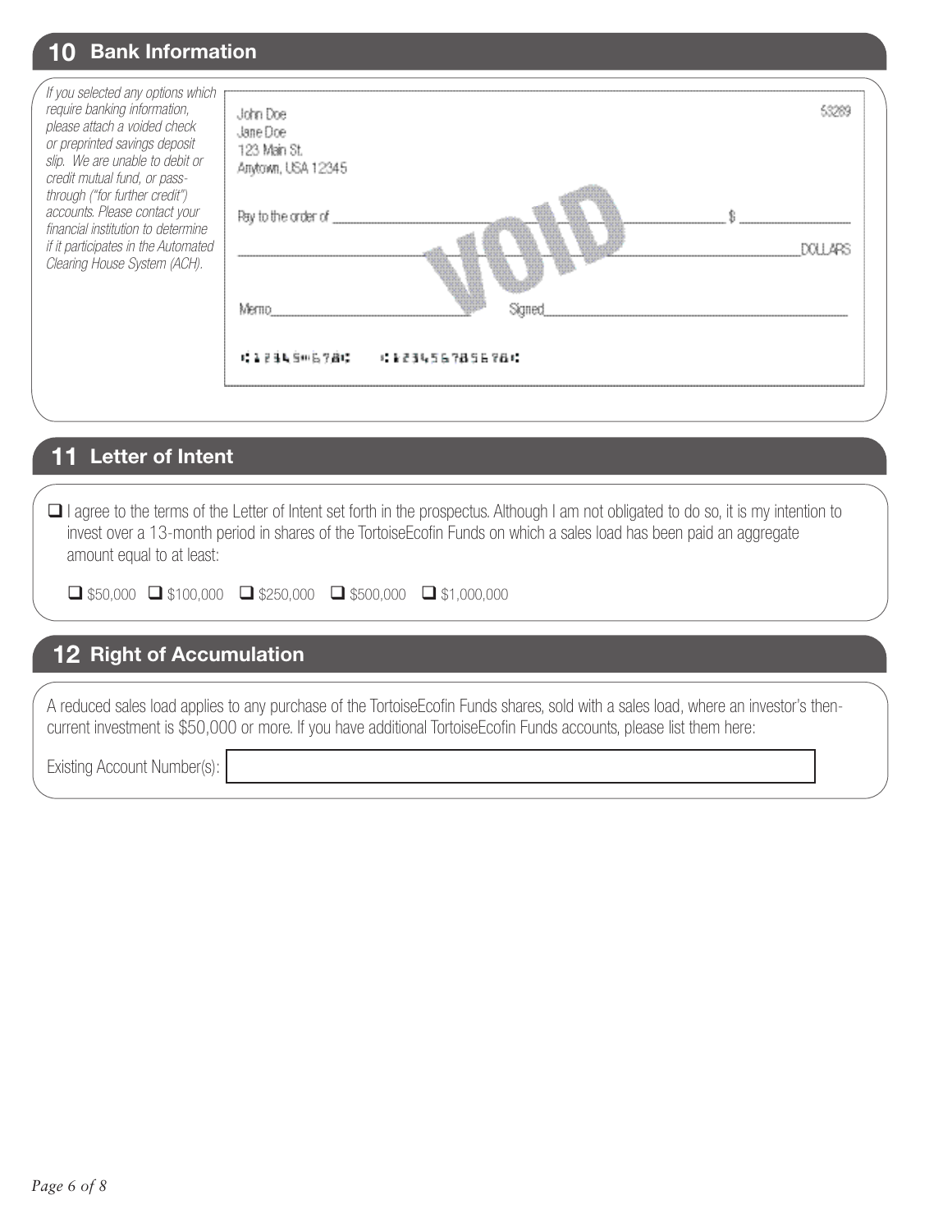## 10 Bank Information

*If you selected any options which require banking information, please attach a voided check or preprinted savings deposit slip. We are unable to debit or credit mutual fund, or pass-through ("for further credit") accounts. Please contact your financial institution to determine if it participates in the Automated Clearing House System (ACH).*

John Doe
Jane Doe
123 Main St.
Anytown, USA 12345

53289

Pay to the order of ______________________ $ __________

______________________________________ DOLLARS

VOID

Memo______________ Signed______________

⑆123456789⑆ ⑆12345678956789⑆

## 11 Letter of Intent

☐ I agree to the terms of the Letter of Intent set forth in the prospectus. Although I am not obligated to do so, it is my intention to invest over a 13-month period in shares of the TortoiseEcofin Funds on which a sales load has been paid an aggregate amount equal to at least:

☐ $50,000 ☐ $100,000 ☐ $250,000 ☐ $500,000 ☐ $1,000,000

## 12 Right of Accumulation

A reduced sales load applies to any purchase of the TortoiseEcofin Funds shares, sold with a sales load, where an investor's then-current investment is $50,000 or more. If you have additional TortoiseEcofin Funds accounts, please list them here:

Existing Account Number(s): ______________________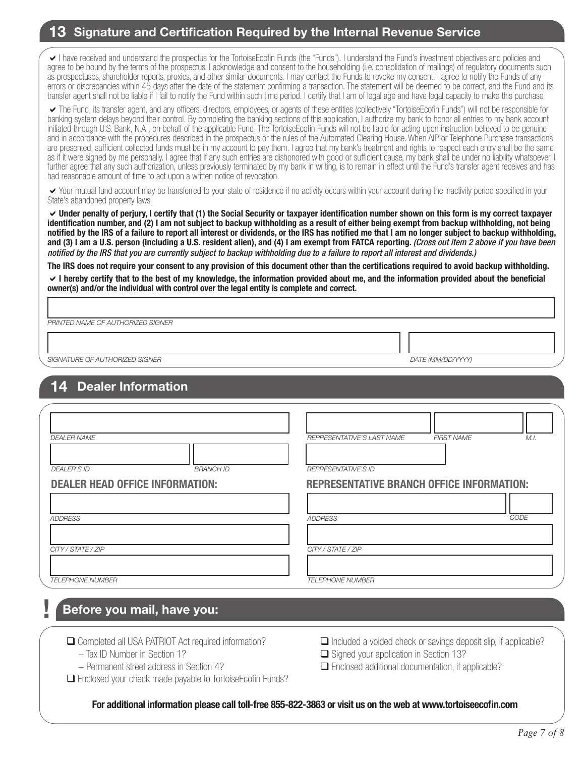## 13 Signature and Certification Required by the Internal Revenue Service

✔ I have received and understand the prospectus for the TortoiseEcofin Funds (the "Funds"). I understand the Fund's investment objectives and policies and agree to be bound by the terms of the prospectus. I acknowledge and consent to the householding (i.e. consolidation of mailings) of regulatory documents such as prospectuses, shareholder reports, proxies, and other similar documents. I may contact the Funds to revoke my consent. I agree to notify the Funds of any errors or discrepancies within 45 days after the date of the statement confirming a transaction. The statement will be deemed to be correct, and the Fund and its transfer agent shall not be liable if I fail to notify the Fund within such time period. I certify that I am of legal age and have legal capacity to make this purchase.

✔ The Fund, its transfer agent, and any officers, directors, employees, or agents of these entities (collectively "TortoiseEcofin Funds") will not be responsible for banking system delays beyond their control. By completing the banking sections of this application, I authorize my bank to honor all entries to my bank account initiated through U.S. Bank, N.A., on behalf of the applicable Fund. The TortoiseEcofin Funds will not be liable for acting upon instruction believed to be genuine and in accordance with the procedures described in the prospectus or the rules of the Automated Clearing House. When AIP or Telephone Purchase transactions are presented, sufficient collected funds must be in my account to pay them. I agree that my bank's treatment and rights to respect each entry shall be the same as if it were signed by me personally. I agree that if any such entries are dishonored with good or sufficient cause, my bank shall be under no liability whatsoever. I further agree that any such authorization, unless previously terminated by my bank in writing, is to remain in effect until the Fund's transfer agent receives and has had reasonable amount of time to act upon a written notice of revocation.

✔ Your mutual fund account may be transferred to your state of residence if no activity occurs within your account during the inactivity period specified in your State's abandoned property laws.

✔ **Under penalty of perjury, I certify that (1) the Social Security or taxpayer identification number shown on this form is my correct taxpayer identification number, and (2) I am not subject to backup withholding as a result of either being exempt from backup withholding, not being notified by the IRS of a failure to report all interest or dividends, or the IRS has notified me that I am no longer subject to backup withholding, and (3) I am a U.S. person (including a U.S. resident alien), and (4) I am exempt from FATCA reporting.** *(Cross out item 2 above if you have been notified by the IRS that you are currently subject to backup withholding due to a failure to report all interest and dividends.)*

**The IRS does not require your consent to any provision of this document other than the certifications required to avoid backup withholding.**

✔ **I hereby certify that to the best of my knowledge, the information provided about me, and the information provided about the beneficial owner(s) and/or the individual with control over the legal entity is complete and correct.**

PRINTED NAME OF AUTHORIZED SIGNER

SIGNATURE OF AUTHORIZED SIGNER | DATE (MM/DD/YYYY)

## 14 Dealer Information

DEALER NAME

DEALER'S ID | BRANCH ID

REPRESENTATIVE'S LAST NAME | FIRST NAME | M.I.

REPRESENTATIVE'S ID

**DEALER HEAD OFFICE INFORMATION:**

ADDRESS

CITY / STATE / ZIP

TELEPHONE NUMBER

**REPRESENTATIVE BRANCH OFFICE INFORMATION:**

ADDRESS | CODE

CITY / STATE / ZIP

TELEPHONE NUMBER

## ! Before you mail, have you:

- ☐ Completed all USA PATRIOT Act required information?
  - Tax ID Number in Section 1?
  - Permanent street address in Section 4?
- ☐ Enclosed your check made payable to TortoiseEcofin Funds?
- ☐ Included a voided check or savings deposit slip, if applicable?
- ☐ Signed your application in Section 13?
- ☐ Enclosed additional documentation, if applicable?

**For additional information please call toll-free 855-822-3863 or visit us on the web at www.tortoiseecofin.com**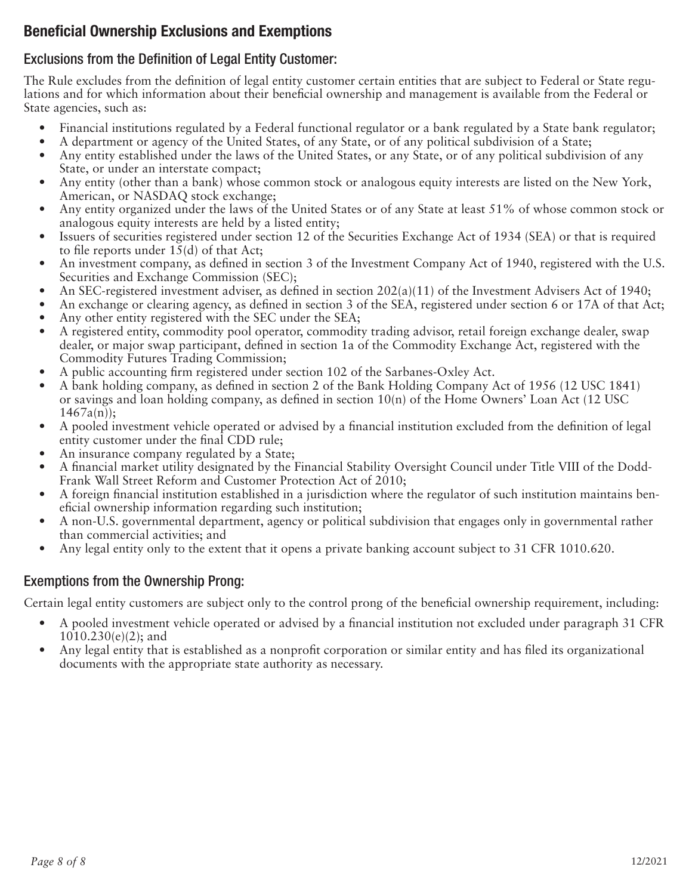## Beneficial Ownership Exclusions and Exemptions

### Exclusions from the Definition of Legal Entity Customer:

The Rule excludes from the definition of legal entity customer certain entities that are subject to Federal or State regulations and for which information about their beneficial ownership and management is available from the Federal or State agencies, such as:

- Financial institutions regulated by a Federal functional regulator or a bank regulated by a State bank regulator;
- A department or agency of the United States, of any State, or of any political subdivision of a State;
- Any entity established under the laws of the United States, or any State, or of any political subdivision of any State, or under an interstate compact;
- Any entity (other than a bank) whose common stock or analogous equity interests are listed on the New York, American, or NASDAQ stock exchange;
- Any entity organized under the laws of the United States or of any State at least 51% of whose common stock or analogous equity interests are held by a listed entity;
- Issuers of securities registered under section 12 of the Securities Exchange Act of 1934 (SEA) or that is required to file reports under 15(d) of that Act;
- An investment company, as defined in section 3 of the Investment Company Act of 1940, registered with the U.S. Securities and Exchange Commission (SEC);
- An SEC-registered investment adviser, as defined in section 202(a)(11) of the Investment Advisers Act of 1940;
- An exchange or clearing agency, as defined in section 3 of the SEA, registered under section 6 or 17A of that Act;
- Any other entity registered with the SEC under the SEA;
- A registered entity, commodity pool operator, commodity trading advisor, retail foreign exchange dealer, swap dealer, or major swap participant, defined in section 1a of the Commodity Exchange Act, registered with the Commodity Futures Trading Commission;
- A public accounting firm registered under section 102 of the Sarbanes-Oxley Act.
- A bank holding company, as defined in section 2 of the Bank Holding Company Act of 1956 (12 USC 1841) or savings and loan holding company, as defined in section 10(n) of the Home Owners' Loan Act (12 USC 1467a(n));
- A pooled investment vehicle operated or advised by a financial institution excluded from the definition of legal entity customer under the final CDD rule;
- An insurance company regulated by a State;
- A financial market utility designated by the Financial Stability Oversight Council under Title VIII of the Dodd-Frank Wall Street Reform and Customer Protection Act of 2010;
- A foreign financial institution established in a jurisdiction where the regulator of such institution maintains beneficial ownership information regarding such institution;
- A non-U.S. governmental department, agency or political subdivision that engages only in governmental rather than commercial activities; and
- Any legal entity only to the extent that it opens a private banking account subject to 31 CFR 1010.620.

### Exemptions from the Ownership Prong:

Certain legal entity customers are subject only to the control prong of the beneficial ownership requirement, including:

- A pooled investment vehicle operated or advised by a financial institution not excluded under paragraph 31 CFR 1010.230(e)(2); and
- Any legal entity that is established as a nonprofit corporation or similar entity and has filed its organizational documents with the appropriate state authority as necessary.